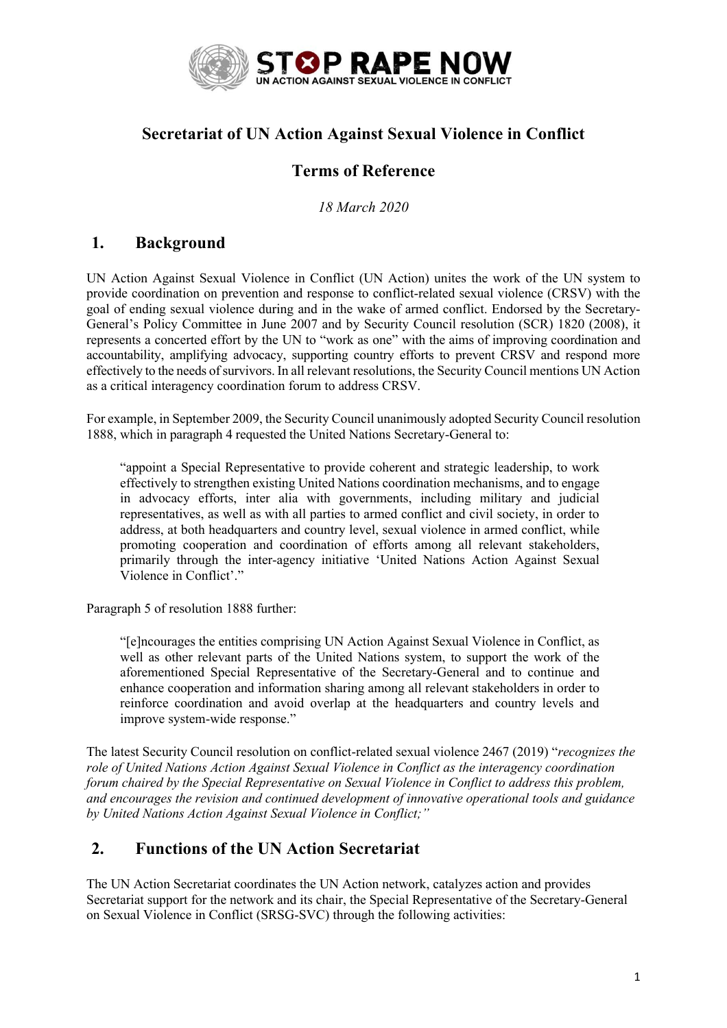# Secretariat of UN Action Against Sexual Violence in Conflict

## Terms of Reference

*18 March 2020*

## 1. Background

UN Action Against Sexual Violence in Conflict (UN Action) unites the work of the UN system to provide coordination on prevention and response to conflict-related sexual violence (CRSV) with the goal of ending sexual violence during and in the wake of armed conflict. Endorsed by the Secretary-General's Policy Committee in June 2007 and by Security Council resolution (SCR) 1820 (2008), it represents a concerted effort by the UN to "work as one" with the aims of improving coordination and accountability, amplifying advocacy, supporting country efforts to prevent CRSV and respond more effectively to the needs of survivors. In all relevant resolutions, the Security Council mentions UN Action as a critical interagency coordination forum to address CRSV.

For example, in September 2009, the Security Council unanimously adopted Security Council resolution 1888, which in paragraph 4 requested the United Nations Secretary-General to:

> "appoint a Special Representative to provide coherent and strategic leadership, to work effectively to strengthen existing United Nations coordination mechanisms, and to engage in advocacy efforts, inter alia with governments, including military and judicial representatives, as well as with all parties to armed conflict and civil society, in order to address, at both headquarters and country level, sexual violence in armed conflict, while promoting cooperation and coordination of efforts among all relevant stakeholders, primarily through the inter-agency initiative 'United Nations Action Against Sexual Violence in Conflict'."

Paragraph 5 of resolution 1888 further:

> "[e]ncourages the entities comprising UN Action Against Sexual Violence in Conflict, as well as other relevant parts of the United Nations system, to support the work of the aforementioned Special Representative of the Secretary-General and to continue and enhance cooperation and information sharing among all relevant stakeholders in order to reinforce coordination and avoid overlap at the headquarters and country levels and improve system-wide response."

The latest Security Council resolution on conflict-related sexual violence 2467 (2019) "*recognizes the role of United Nations Action Against Sexual Violence in Conflict as the interagency coordination forum chaired by the Special Representative on Sexual Violence in Conflict to address this problem, and encourages the revision and continued development of innovative operational tools and guidance by United Nations Action Against Sexual Violence in Conflict;"*

## 2. Functions of the UN Action Secretariat

The UN Action Secretariat coordinates the UN Action network, catalyzes action and provides Secretariat support for the network and its chair, the Special Representative of the Secretary-General on Sexual Violence in Conflict (SRSG-SVC) through the following activities: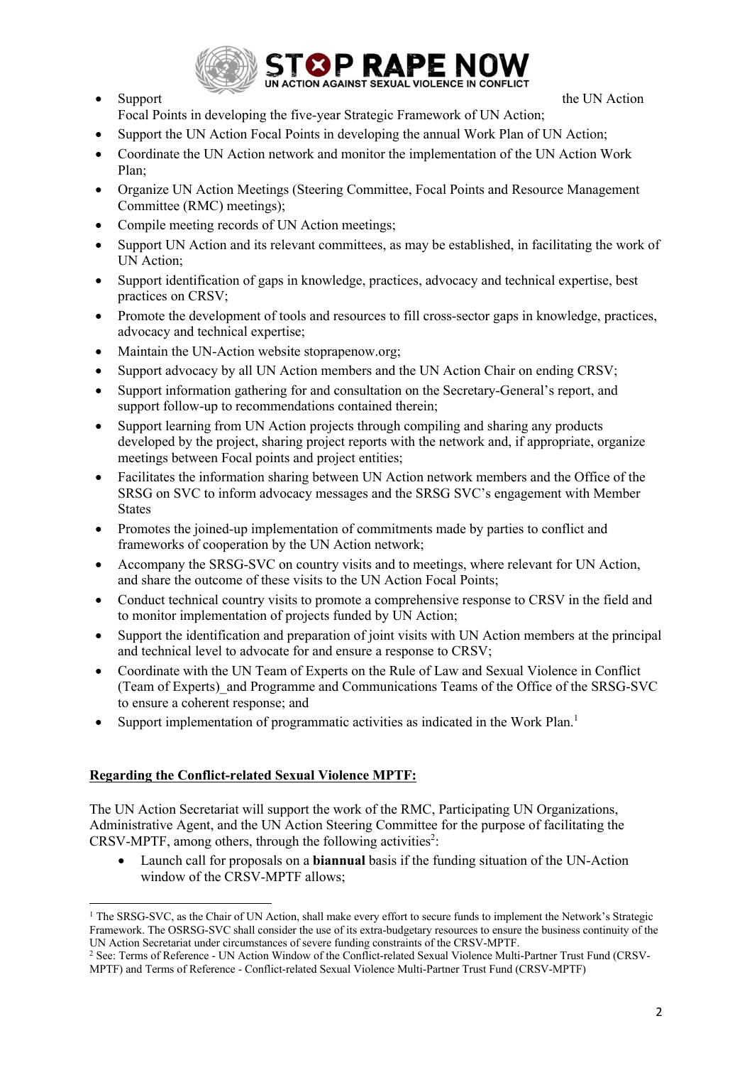- Support the UN Action Focal Points in developing the five-year Strategic Framework of UN Action;
- Support the UN Action Focal Points in developing the annual Work Plan of UN Action;
- Coordinate the UN Action network and monitor the implementation of the UN Action Work Plan;
- Organize UN Action Meetings (Steering Committee, Focal Points and Resource Management Committee (RMC) meetings);
- Compile meeting records of UN Action meetings;
- Support UN Action and its relevant committees, as may be established, in facilitating the work of UN Action;
- Support identification of gaps in knowledge, practices, advocacy and technical expertise, best practices on CRSV;
- Promote the development of tools and resources to fill cross-sector gaps in knowledge, practices, advocacy and technical expertise;
- Maintain the UN-Action website stoprapenow.org;
- Support advocacy by all UN Action members and the UN Action Chair on ending CRSV;
- Support information gathering for and consultation on the Secretary-General's report, and support follow-up to recommendations contained therein;
- Support learning from UN Action projects through compiling and sharing any products developed by the project, sharing project reports with the network and, if appropriate, organize meetings between Focal points and project entities;
- Facilitates the information sharing between UN Action network members and the Office of the SRSG on SVC to inform advocacy messages and the SRSG SVC's engagement with Member States
- Promotes the joined-up implementation of commitments made by parties to conflict and frameworks of cooperation by the UN Action network;
- Accompany the SRSG-SVC on country visits and to meetings, where relevant for UN Action, and share the outcome of these visits to the UN Action Focal Points;
- Conduct technical country visits to promote a comprehensive response to CRSV in the field and to monitor implementation of projects funded by UN Action;
- Support the identification and preparation of joint visits with UN Action members at the principal and technical level to advocate for and ensure a response to CRSV;
- Coordinate with the UN Team of Experts on the Rule of Law and Sexual Violence in Conflict (Team of Experts)_and Programme and Communications Teams of the Office of the SRSG-SVC to ensure a coherent response; and
- Support implementation of programmatic activities as indicated in the Work Plan.[1]

**Regarding the Conflict-related Sexual Violence MPTF:**

The UN Action Secretariat will support the work of the RMC, Participating UN Organizations, Administrative Agent, and the UN Action Steering Committee for the purpose of facilitating the CRSV-MPTF, among others, through the following activities[2]:

- Launch call for proposals on a **biannual** basis if the funding situation of the UN-Action window of the CRSV-MPTF allows;

[1] The SRSG-SVC, as the Chair of UN Action, shall make every effort to secure funds to implement the Network's Strategic Framework. The OSRSG-SVC shall consider the use of its extra-budgetary resources to ensure the business continuity of the UN Action Secretariat under circumstances of severe funding constraints of the CRSV-MPTF.

[2] See: Terms of Reference - UN Action Window of the Conflict-related Sexual Violence Multi-Partner Trust Fund (CRSV-MPTF) and Terms of Reference - Conflict-related Sexual Violence Multi-Partner Trust Fund (CRSV-MPTF)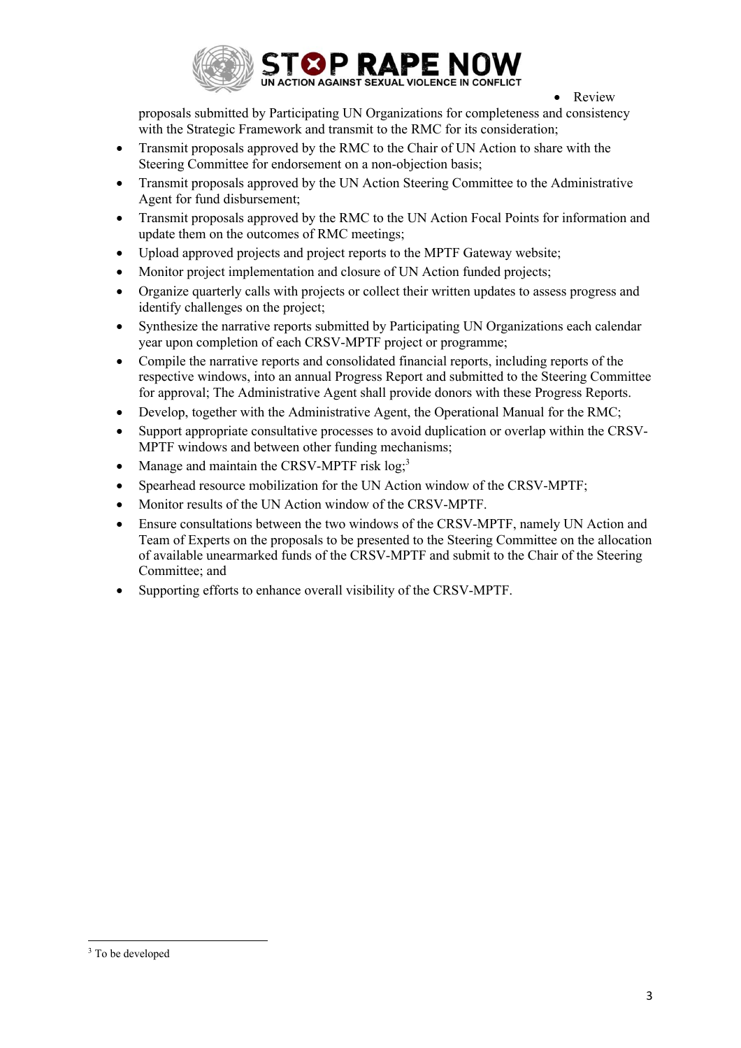- Review proposals submitted by Participating UN Organizations for completeness and consistency with the Strategic Framework and transmit to the RMC for its consideration;
- Transmit proposals approved by the RMC to the Chair of UN Action to share with the Steering Committee for endorsement on a non-objection basis;
- Transmit proposals approved by the UN Action Steering Committee to the Administrative Agent for fund disbursement;
- Transmit proposals approved by the RMC to the UN Action Focal Points for information and update them on the outcomes of RMC meetings;
- Upload approved projects and project reports to the MPTF Gateway website;
- Monitor project implementation and closure of UN Action funded projects;
- Organize quarterly calls with projects or collect their written updates to assess progress and identify challenges on the project;
- Synthesize the narrative reports submitted by Participating UN Organizations each calendar year upon completion of each CRSV-MPTF project or programme;
- Compile the narrative reports and consolidated financial reports, including reports of the respective windows, into an annual Progress Report and submitted to the Steering Committee for approval; The Administrative Agent shall provide donors with these Progress Reports.
- Develop, together with the Administrative Agent, the Operational Manual for the RMC;
- Support appropriate consultative processes to avoid duplication or overlap within the CRSV-MPTF windows and between other funding mechanisms;
- Manage and maintain the CRSV-MPTF risk log;[3]
- Spearhead resource mobilization for the UN Action window of the CRSV-MPTF;
- Monitor results of the UN Action window of the CRSV-MPTF.
- Ensure consultations between the two windows of the CRSV-MPTF, namely UN Action and Team of Experts on the proposals to be presented to the Steering Committee on the allocation of available unearmarked funds of the CRSV-MPTF and submit to the Chair of the Steering Committee; and
- Supporting efforts to enhance overall visibility of the CRSV-MPTF.

---

[3] To be developed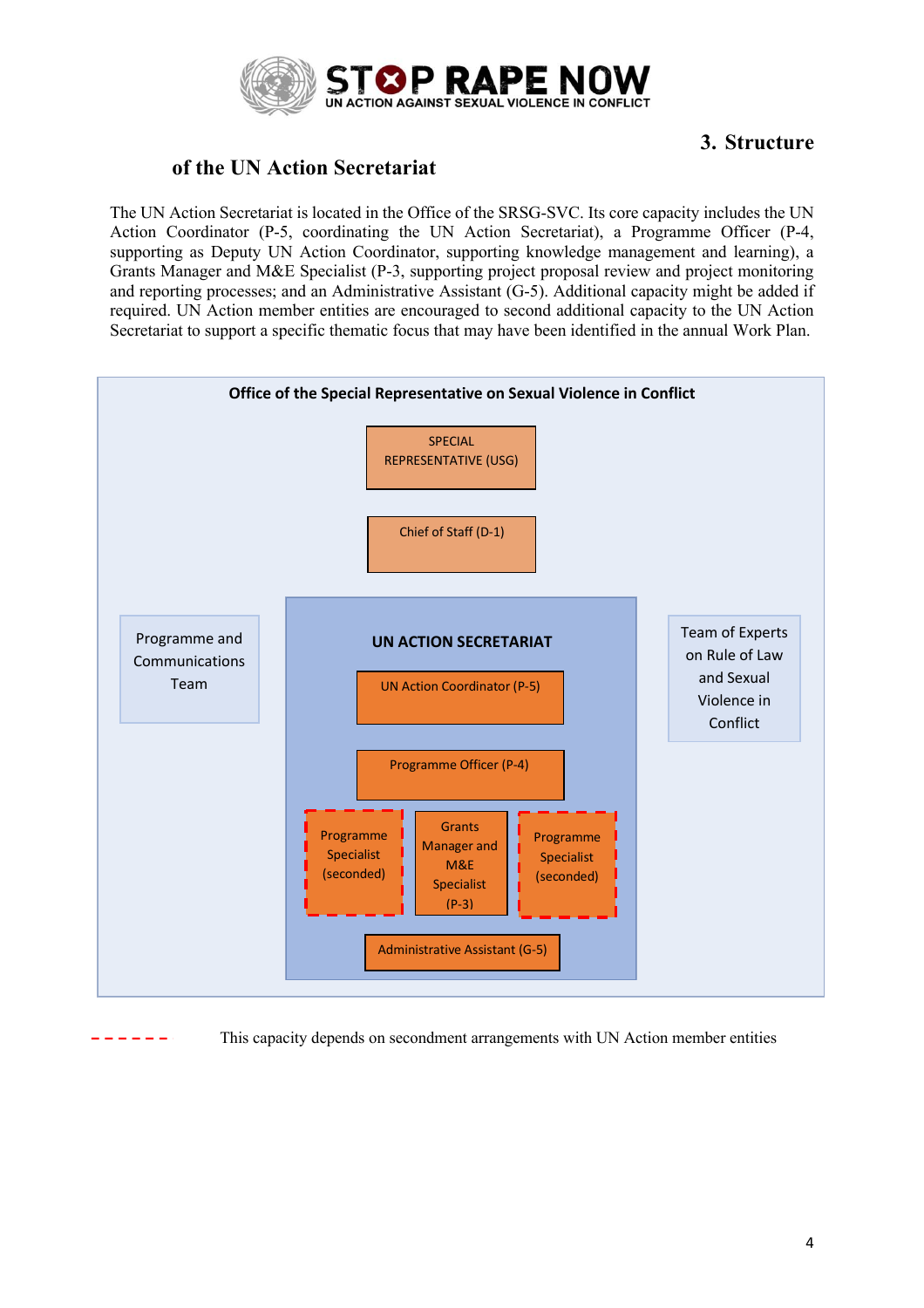STOP RAPE NOW
UN ACTION AGAINST SEXUAL VIOLENCE IN CONFLICT

## 3. Structure of the UN Action Secretariat

The UN Action Secretariat is located in the Office of the SRSG-SVC. Its core capacity includes the UN Action Coordinator (P-5, coordinating the UN Action Secretariat), a Programme Officer (P-4, supporting as Deputy UN Action Coordinator, supporting knowledge management and learning), a Grants Manager and M&E Specialist (P-3, supporting project proposal review and project monitoring and reporting processes; and an Administrative Assistant (G-5). Additional capacity might be added if required. UN Action member entities are encouraged to second additional capacity to the UN Action Secretariat to support a specific thematic focus that may have been identified in the annual Work Plan.

Office of the Special Representative on Sexual Violence in Conflict

SPECIAL REPRESENTATIVE (USG)

Chief of Staff (D-1)

Programme and Communications Team

UN ACTION SECRETARIAT

UN Action Coordinator (P-5)

Programme Officer (P-4)

Programme Specialist (seconded)

Grants Manager and M&E Specialist (P-3)

Programme Specialist (seconded)

Administrative Assistant (G-5)

Team of Experts on Rule of Law and Sexual Violence in Conflict

- - - - - - This capacity depends on secondment arrangements with UN Action member entities